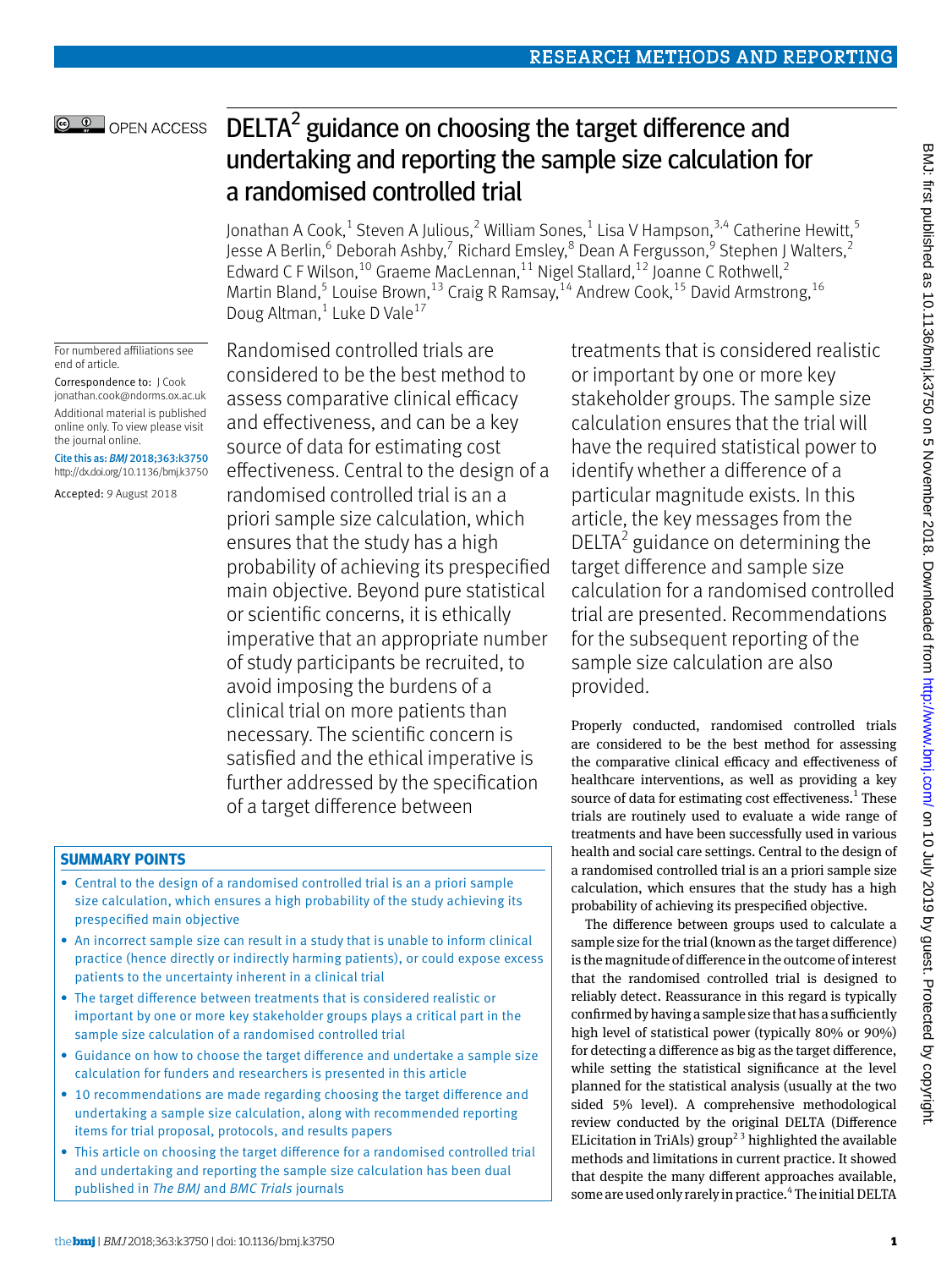# DELTA[2] guidance on choosing the target difference and undertaking and reporting the sample size calculation for a randomised controlled trial

Jonathan A Cook,[1] Steven A Julious,[2] William Sones,[1] Lisa V Hampson,[3,4] Catherine Hewitt,[5] Jesse A Berlin,[6] Deborah Ashby,[7] Richard Emsley,[8] Dean A Fergusson,[9] Stephen J Walters,[2] Edward C F Wilson,[10] Graeme MacLennan,[11] Nigel Stallard,[12] Joanne C Rothwell,[2] Martin Bland,[5] Louise Brown,[13] Craig R Ramsay,[14] Andrew Cook,[15] David Armstrong,[16] Doug Altman,[1] Luke D Vale[17]

For numbered affiliations see end of article.

Correspondence to: J Cook jonathan.cook@ndorms.ox.ac.uk

Additional material is published online only. To view please visit the journal online.

Cite this as: *BMJ* 2018;363:k3750 http://dx.doi.org/10.1136/bmj.k3750

Accepted: 9 August 2018

Randomised controlled trials are considered to be the best method to assess comparative clinical efficacy and effectiveness, and can be a key source of data for estimating cost effectiveness. Central to the design of a randomised controlled trial is an a priori sample size calculation, which ensures that the study has a high probability of achieving its prespecified main objective. Beyond pure statistical or scientific concerns, it is ethically imperative that an appropriate number of study participants be recruited, to avoid imposing the burdens of a clinical trial on more patients than necessary. The scientific concern is satisfied and the ethical imperative is further addressed by the specification of a target difference between treatments that is considered realistic or important by one or more key stakeholder groups. The sample size calculation ensures that the trial will have the required statistical power to identify whether a difference of a particular magnitude exists. In this article, the key messages from the DELTA[2] guidance on determining the target difference and sample size calculation for a randomised controlled trial are presented. Recommendations for the subsequent reporting of the sample size calculation are also provided.

## SUMMARY POINTS

- Central to the design of a randomised controlled trial is an a priori sample size calculation, which ensures a high probability of the study achieving its prespecified main objective
- An incorrect sample size can result in a study that is unable to inform clinical practice (hence directly or indirectly harming patients), or could expose excess patients to the uncertainty inherent in a clinical trial
- The target difference between treatments that is considered realistic or important by one or more key stakeholder groups plays a critical part in the sample size calculation of a randomised controlled trial
- Guidance on how to choose the target difference and undertake a sample size calculation for funders and researchers is presented in this article
- 10 recommendations are made regarding choosing the target difference and undertaking a sample size calculation, along with recommended reporting items for trial proposal, protocols, and results papers
- This article on choosing the target difference for a randomised controlled trial and undertaking and reporting the sample size calculation has been dual published in *The BMJ* and *BMC Trials* journals

Properly conducted, randomised controlled trials are considered to be the best method for assessing the comparative clinical efficacy and effectiveness of healthcare interventions, as well as providing a key source of data for estimating cost effectiveness.[1] These trials are routinely used to evaluate a wide range of treatments and have been successfully used in various health and social care settings. Central to the design of a randomised controlled trial is an a priori sample size calculation, which ensures that the study has a high probability of achieving its prespecified objective.

The difference between groups used to calculate a sample size for the trial (known as the target difference) is the magnitude of difference in the outcome of interest that the randomised controlled trial is designed to reliably detect. Reassurance in this regard is typically confirmed by having a sample size that has a sufficiently high level of statistical power (typically 80% or 90%) for detecting a difference as big as the target difference, while setting the statistical significance at the level planned for the statistical analysis (usually at the two sided 5% level). A comprehensive methodological review conducted by the original DELTA (Difference ELicitation in TriAls) group[2,3] highlighted the available methods and limitations in current practice. It showed that despite the many different approaches available, some are used only rarely in practice.[4] The initial DELTA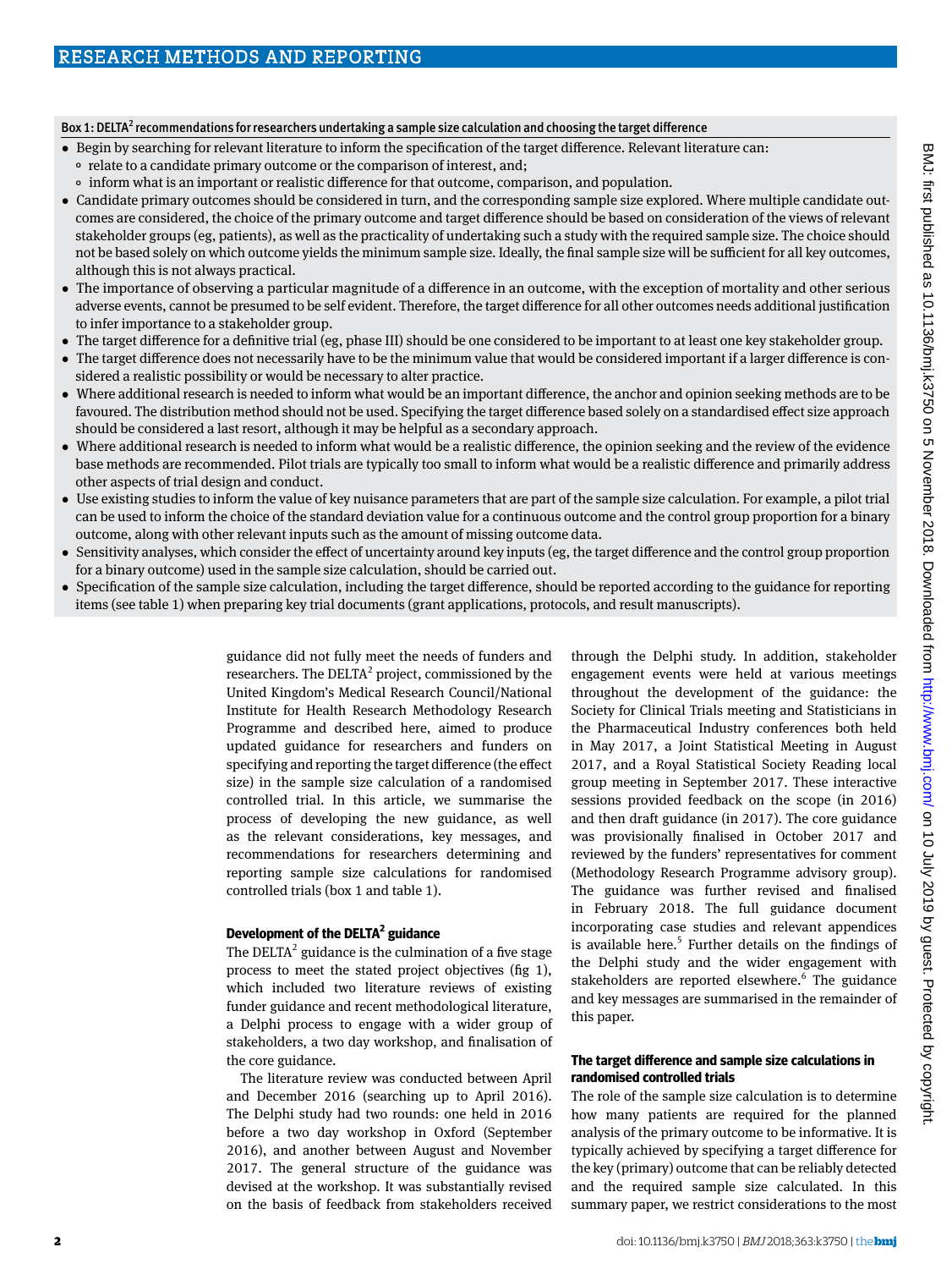**Box 1: DELTA[2] recommendations for researchers undertaking a sample size calculation and choosing the target difference**

- Begin by searching for relevant literature to inform the specification of the target difference. Relevant literature can:
  - relate to a candidate primary outcome or the comparison of interest, and;
  - inform what is an important or realistic difference for that outcome, comparison, and population.
- Candidate primary outcomes should be considered in turn, and the corresponding sample size explored. Where multiple candidate outcomes are considered, the choice of the primary outcome and target difference should be based on consideration of the views of relevant stakeholder groups (eg, patients), as well as the practicality of undertaking such a study with the required sample size. The choice should not be based solely on which outcome yields the minimum sample size. Ideally, the final sample size will be sufficient for all key outcomes, although this is not always practical.
- The importance of observing a particular magnitude of a difference in an outcome, with the exception of mortality and other serious adverse events, cannot be presumed to be self evident. Therefore, the target difference for all other outcomes needs additional justification to infer importance to a stakeholder group.
- The target difference for a definitive trial (eg, phase III) should be one considered to be important to at least one key stakeholder group.
- The target difference does not necessarily have to be the minimum value that would be considered important if a larger difference is considered a realistic possibility or would be necessary to alter practice.
- Where additional research is needed to inform what would be an important difference, the anchor and opinion seeking methods are to be favoured. The distribution method should not be used. Specifying the target difference based solely on a standardised effect size approach should be considered a last resort, although it may be helpful as a secondary approach.
- Where additional research is needed to inform what would be a realistic difference, the opinion seeking and the review of the evidence base methods are recommended. Pilot trials are typically too small to inform what would be a realistic difference and primarily address other aspects of trial design and conduct.
- Use existing studies to inform the value of key nuisance parameters that are part of the sample size calculation. For example, a pilot trial can be used to inform the choice of the standard deviation value for a continuous outcome and the control group proportion for a binary outcome, along with other relevant inputs such as the amount of missing outcome data.
- Sensitivity analyses, which consider the effect of uncertainty around key inputs (eg, the target difference and the control group proportion for a binary outcome) used in the sample size calculation, should be carried out.
- Specification of the sample size calculation, including the target difference, should be reported according to the guidance for reporting items (see table 1) when preparing key trial documents (grant applications, protocols, and result manuscripts).

guidance did not fully meet the needs of funders and researchers. The DELTA[2] project, commissioned by the United Kingdom's Medical Research Council/National Institute for Health Research Methodology Research Programme and described here, aimed to produce updated guidance for researchers and funders on specifying and reporting the target difference (the effect size) in the sample size calculation of a randomised controlled trial. In this article, we summarise the process of developing the new guidance, as well as the relevant considerations, key messages, and recommendations for researchers determining and reporting sample size calculations for randomised controlled trials (box 1 and table 1).

### Development of the DELTA[2] guidance

The DELTA[2] guidance is the culmination of a five stage process to meet the stated project objectives (fig 1), which included two literature reviews of existing funder guidance and recent methodological literature, a Delphi process to engage with a wider group of stakeholders, a two day workshop, and finalisation of the core guidance.

The literature review was conducted between April and December 2016 (searching up to April 2016). The Delphi study had two rounds: one held in 2016 before a two day workshop in Oxford (September 2016), and another between August and November 2017. The general structure of the guidance was devised at the workshop. It was substantially revised on the basis of feedback from stakeholders received through the Delphi study. In addition, stakeholder engagement events were held at various meetings throughout the development of the guidance: the Society for Clinical Trials meeting and Statisticians in the Pharmaceutical Industry conferences both held in May 2017, a Joint Statistical Meeting in August 2017, and a Royal Statistical Society Reading local group meeting in September 2017. These interactive sessions provided feedback on the scope (in 2016) and then draft guidance (in 2017). The core guidance was provisionally finalised in October 2017 and reviewed by the funders' representatives for comment (Methodology Research Programme advisory group). The guidance was further revised and finalised in February 2018. The full guidance document incorporating case studies and relevant appendices is available here.[5] Further details on the findings of the Delphi study and the wider engagement with stakeholders are reported elsewhere.[6] The guidance and key messages are summarised in the remainder of this paper.

### The target difference and sample size calculations in randomised controlled trials

The role of the sample size calculation is to determine how many patients are required for the planned analysis of the primary outcome to be informative. It is typically achieved by specifying a target difference for the key (primary) outcome that can be reliably detected and the required sample size calculated. In this summary paper, we restrict considerations to the most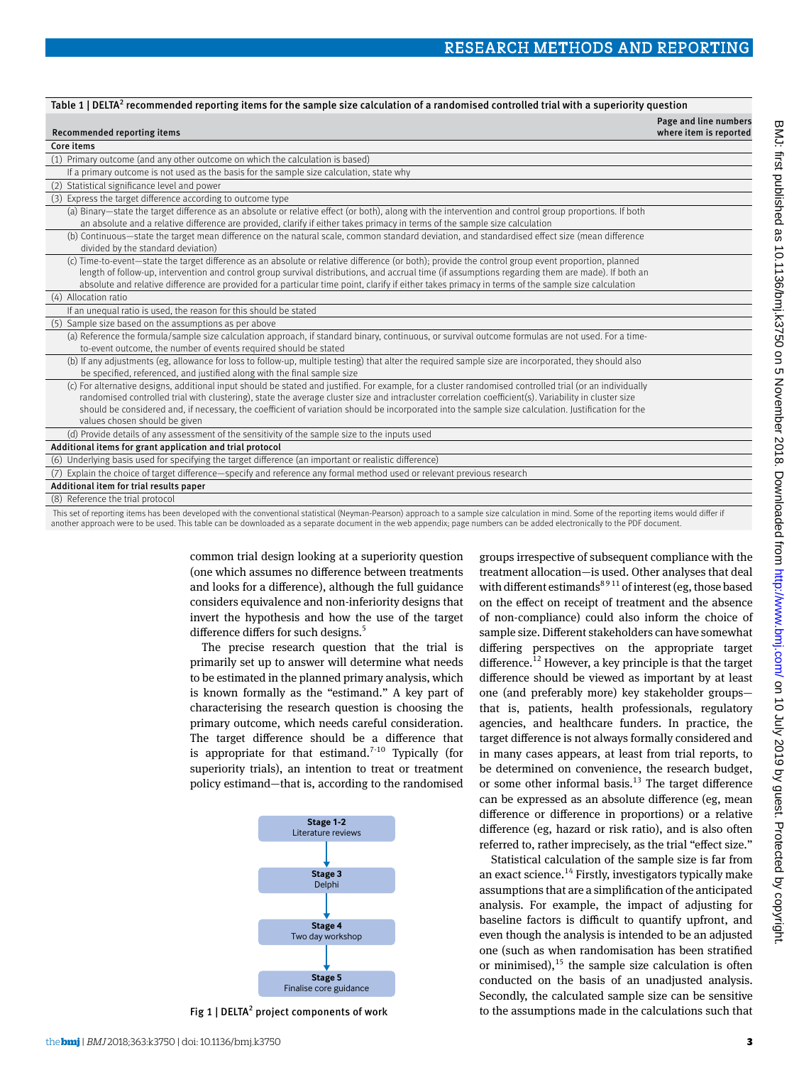Table 1 | DELTA[2] recommended reporting items for the sample size calculation of a randomised controlled trial with a superiority question

| Recommended reporting items | Page and line numbers where item is reported |
|---|---|
| **Core items** | |
| (1) Primary outcome (and any other outcome on which the calculation is based) | |
| If a primary outcome is not used as the basis for the sample size calculation, state why | |
| (2) Statistical significance level and power | |
| (3) Express the target difference according to outcome type | |
| (a) Binary—state the target difference as an absolute or relative effect (or both), along with the intervention and control group proportions. If both an absolute and a relative difference are provided, clarify if either takes primacy in terms of the sample size calculation | |
| (b) Continuous—state the target mean difference on the natural scale, common standard deviation, and standardised effect size (mean difference divided by the standard deviation) | |
| (c) Time-to-event—state the target difference as an absolute or relative difference (or both); provide the control group event proportion, planned length of follow-up, intervention and control group survival distributions, and accrual time (if assumptions regarding them are made). If both an absolute and relative difference are provided for a particular time point, clarify if either takes primacy in terms of the sample size calculation | |
| (4) Allocation ratio | |
| If an unequal ratio is used, the reason for this should be stated | |
| (5) Sample size based on the assumptions as per above | |
| (a) Reference the formula/sample size calculation approach, if standard binary, continuous, or survival outcome formulas are not used. For a time-to-event outcome, the number of events required should be stated | |
| (b) If any adjustments (eg, allowance for loss to follow-up, multiple testing) that alter the required sample size are incorporated, they should also be specified, referenced, and justified along with the final sample size | |
| (c) For alternative designs, additional input should be stated and justified. For example, for a cluster randomised controlled trial (or an individually randomised controlled trial with clustering), state the average cluster size and intracluster correlation coefficient(s). Variability in cluster size should be considered and, if necessary, the coefficient of variation should be incorporated into the sample size calculation. Justification for the values chosen should be given | |
| (d) Provide details of any assessment of the sensitivity of the sample size to the inputs used | |
| **Additional items for grant application and trial protocol** | |
| (6) Underlying basis used for specifying the target difference (an important or realistic difference) | |
| (7) Explain the choice of target difference—specify and reference any formal method used or relevant previous research | |
| **Additional item for trial results paper** | |
| (8) Reference the trial protocol | |

This set of reporting items has been developed with the conventional statistical (Neyman-Pearson) approach to a sample size calculation in mind. Some of the reporting items would differ if another approach were to be used. This table can be downloaded as a separate document in the web appendix; page numbers can be added electronically to the PDF document.

common trial design looking at a superiority question (one which assumes no difference between treatments and looks for a difference), although the full guidance considers equivalence and non-inferiority designs that invert the hypothesis and how the use of the target difference differs for such designs.[5]

The precise research question that the trial is primarily set up to answer will determine what needs to be estimated in the planned primary analysis, which is known formally as the "estimand." A key part of characterising the research question is choosing the primary outcome, which needs careful consideration. The target difference should be a difference that is appropriate for that estimand.[7-10] Typically (for superiority trials), an intention to treat or treatment policy estimand—that is, according to the randomised groups irrespective of subsequent compliance with the treatment allocation—is used. Other analyses that deal with different estimands[8 9 11] of interest (eg, those based on the effect on receipt of treatment and the absence of non-compliance) could also inform the choice of sample size. Different stakeholders can have somewhat differing perspectives on the appropriate target difference.[12] However, a key principle is that the target difference should be viewed as important by at least one (and preferably more) key stakeholder groups—that is, patients, health professionals, regulatory agencies, and healthcare funders. In practice, the target difference is not always formally considered and in many cases appears, at least from trial reports, to be determined on convenience, the research budget, or some other informal basis.[13] The target difference can be expressed as an absolute difference (eg, mean difference or difference in proportions) or a relative difference (eg, hazard or risk ratio), and is also often referred to, rather imprecisely, as the trial "effect size."

Stage 1-2
Literature reviews

Stage 3
Delphi

Stage 4
Two day workshop

Stage 5
Finalise core guidance

Fig 1 | DELTA[2] project components of work

Statistical calculation of the sample size is far from an exact science.[14] Firstly, investigators typically make assumptions that are a simplification of the anticipated analysis. For example, the impact of adjusting for baseline factors is difficult to quantify upfront, and even though the analysis is intended to be an adjusted one (such as when randomisation has been stratified or minimised),[15] the sample size calculation is often conducted on the basis of an unadjusted analysis. Secondly, the calculated sample size can be sensitive to the assumptions made in the calculations such that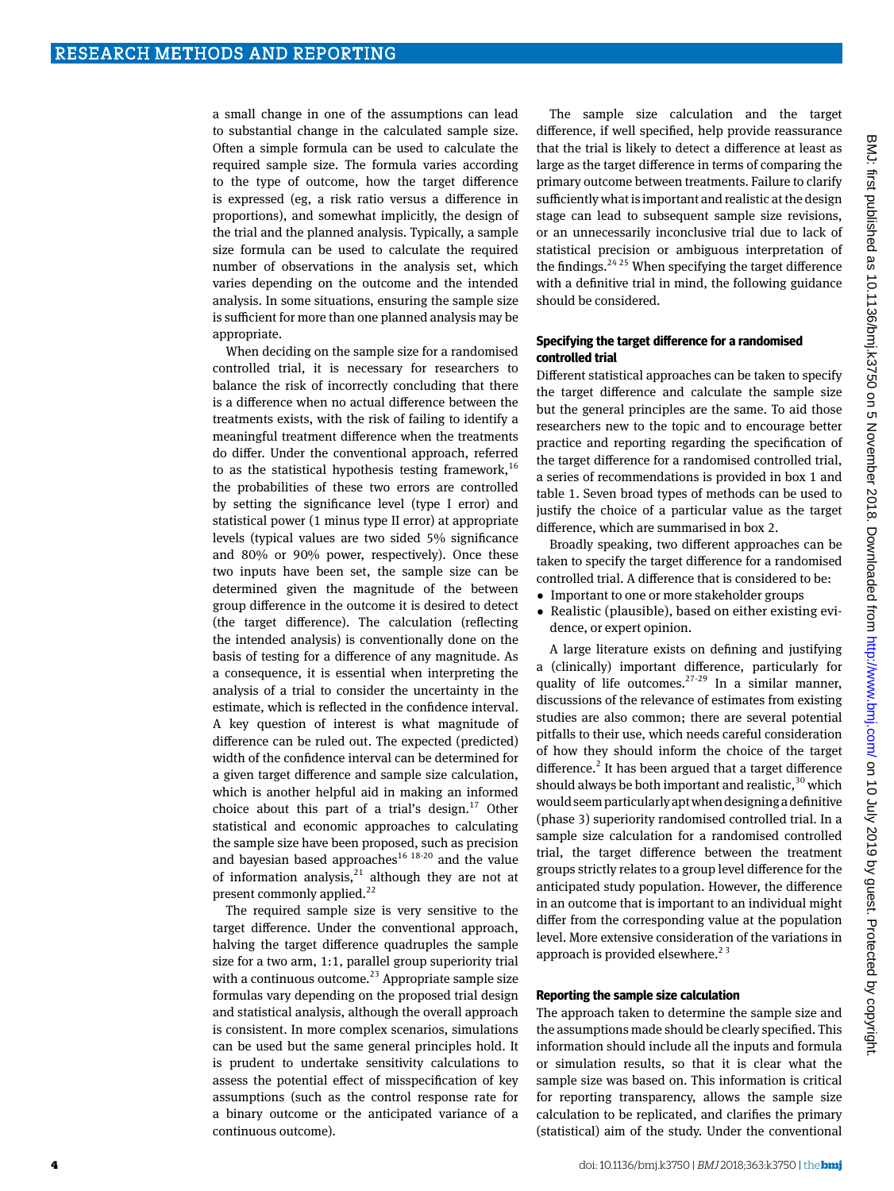a small change in one of the assumptions can lead to substantial change in the calculated sample size. Often a simple formula can be used to calculate the required sample size. The formula varies according to the type of outcome, how the target difference is expressed (eg, a risk ratio versus a difference in proportions), and somewhat implicitly, the design of the trial and the planned analysis. Typically, a sample size formula can be used to calculate the required number of observations in the analysis set, which varies depending on the outcome and the intended analysis. In some situations, ensuring the sample size is sufficient for more than one planned analysis may be appropriate.

When deciding on the sample size for a randomised controlled trial, it is necessary for researchers to balance the risk of incorrectly concluding that there is a difference when no actual difference between the treatments exists, with the risk of failing to identify a meaningful treatment difference when the treatments do differ. Under the conventional approach, referred to as the statistical hypothesis testing framework,[16] the probabilities of these two errors are controlled by setting the significance level (type I error) and statistical power (1 minus type II error) at appropriate levels (typical values are two sided 5% significance and 80% or 90% power, respectively). Once these two inputs have been set, the sample size can be determined given the magnitude of the between group difference in the outcome it is desired to detect (the target difference). The calculation (reflecting the intended analysis) is conventionally done on the basis of testing for a difference of any magnitude. As a consequence, it is essential when interpreting the analysis of a trial to consider the uncertainty in the estimate, which is reflected in the confidence interval. A key question of interest is what magnitude of difference can be ruled out. The expected (predicted) width of the confidence interval can be determined for a given target difference and sample size calculation, which is another helpful aid in making an informed choice about this part of a trial's design.[17] Other statistical and economic approaches to calculating the sample size have been proposed, such as precision and bayesian based approaches[16 18-20] and the value of information analysis,[21] although they are not at present commonly applied.[22]

The required sample size is very sensitive to the target difference. Under the conventional approach, halving the target difference quadruples the sample size for a two arm, 1:1, parallel group superiority trial with a continuous outcome.[23] Appropriate sample size formulas vary depending on the proposed trial design and statistical analysis, although the overall approach is consistent. In more complex scenarios, simulations can be used but the same general principles hold. It is prudent to undertake sensitivity calculations to assess the potential effect of misspecification of key assumptions (such as the control response rate for a binary outcome or the anticipated variance of a continuous outcome).

The sample size calculation and the target difference, if well specified, help provide reassurance that the trial is likely to detect a difference at least as large as the target difference in terms of comparing the primary outcome between treatments. Failure to clarify sufficiently what is important and realistic at the design stage can lead to subsequent sample size revisions, or an unnecessarily inconclusive trial due to lack of statistical precision or ambiguous interpretation of the findings.[24 25] When specifying the target difference with a definitive trial in mind, the following guidance should be considered.

### Specifying the target difference for a randomised controlled trial

Different statistical approaches can be taken to specify the target difference and calculate the sample size but the general principles are the same. To aid those researchers new to the topic and to encourage better practice and reporting regarding the specification of the target difference for a randomised controlled trial, a series of recommendations is provided in box 1 and table 1. Seven broad types of methods can be used to justify the choice of a particular value as the target difference, which are summarised in box 2.

Broadly speaking, two different approaches can be taken to specify the target difference for a randomised controlled trial. A difference that is considered to be:

- Important to one or more stakeholder groups
- Realistic (plausible), based on either existing evidence, or expert opinion.

A large literature exists on defining and justifying a (clinically) important difference, particularly for quality of life outcomes.[27-29] In a similar manner, discussions of the relevance of estimates from existing studies are also common; there are several potential pitfalls to their use, which needs careful consideration of how they should inform the choice of the target difference.[2] It has been argued that a target difference should always be both important and realistic,[30] which would seem particularly apt when designing a definitive (phase 3) superiority randomised controlled trial. In a sample size calculation for a randomised controlled trial, the target difference between the treatment groups strictly relates to a group level difference for the anticipated study population. However, the difference in an outcome that is important to an individual might differ from the corresponding value at the population level. More extensive consideration of the variations in approach is provided elsewhere.[2 3]

### Reporting the sample size calculation

The approach taken to determine the sample size and the assumptions made should be clearly specified. This information should include all the inputs and formula or simulation results, so that it is clear what the sample size was based on. This information is critical for reporting transparency, allows the sample size calculation to be replicated, and clarifies the primary (statistical) aim of the study. Under the conventional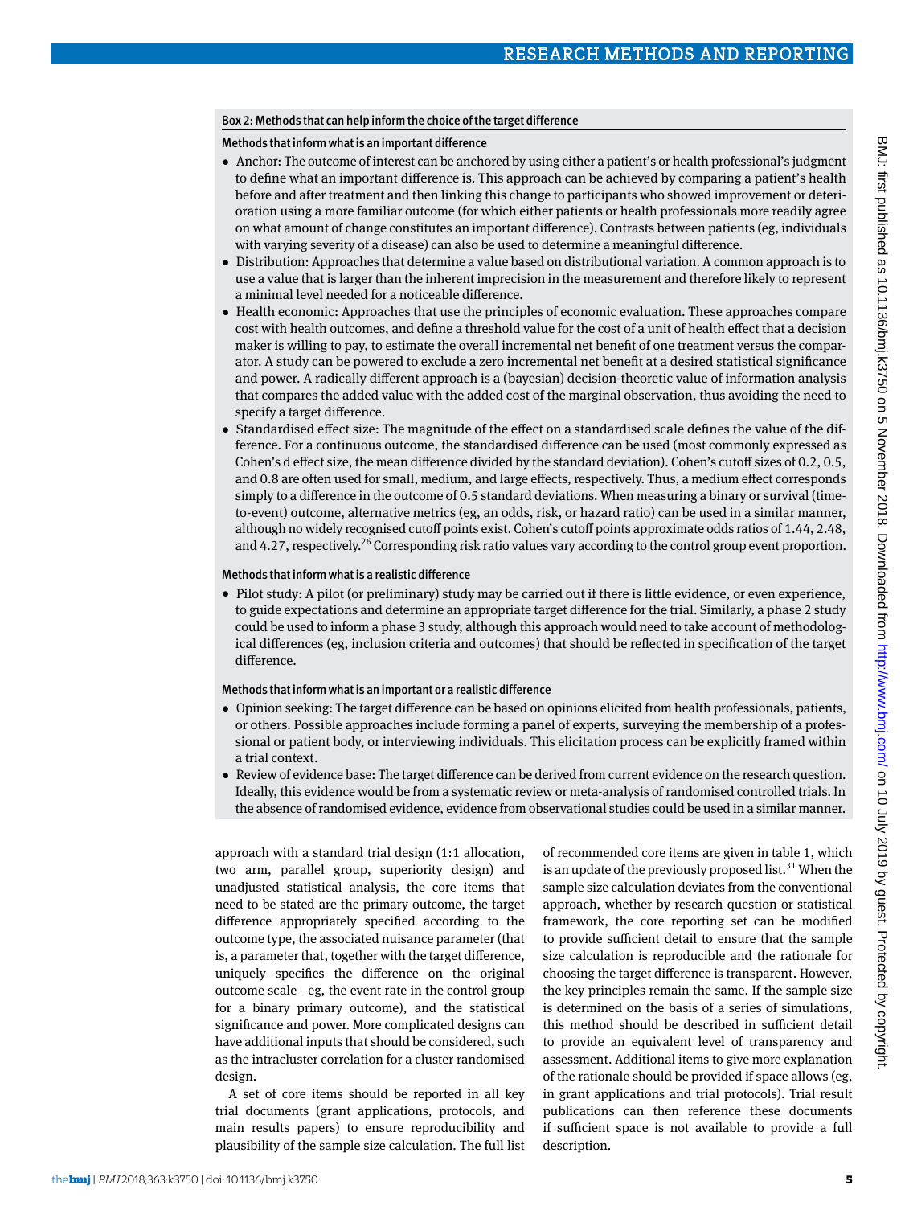### Box 2: Methods that can help inform the choice of the target difference

#### Methods that inform what is an important difference

- Anchor: The outcome of interest can be anchored by using either a patient's or health professional's judgment to define what an important difference is. This approach can be achieved by comparing a patient's health before and after treatment and then linking this change to participants who showed improvement or deterioration using a more familiar outcome (for which either patients or health professionals more readily agree on what amount of change constitutes an important difference). Contrasts between patients (eg, individuals with varying severity of a disease) can also be used to determine a meaningful difference.
- Distribution: Approaches that determine a value based on distributional variation. A common approach is to use a value that is larger than the inherent imprecision in the measurement and therefore likely to represent a minimal level needed for a noticeable difference.
- Health economic: Approaches that use the principles of economic evaluation. These approaches compare cost with health outcomes, and define a threshold value for the cost of a unit of health effect that a decision maker is willing to pay, to estimate the overall incremental net benefit of one treatment versus the comparator. A study can be powered to exclude a zero incremental net benefit at a desired statistical significance and power. A radically different approach is a (bayesian) decision-theoretic value of information analysis that compares the added value with the added cost of the marginal observation, thus avoiding the need to specify a target difference.
- Standardised effect size: The magnitude of the effect on a standardised scale defines the value of the difference. For a continuous outcome, the standardised difference can be used (most commonly expressed as Cohen's d effect size, the mean difference divided by the standard deviation). Cohen's cutoff sizes of 0.2, 0.5, and 0.8 are often used for small, medium, and large effects, respectively. Thus, a medium effect corresponds simply to a difference in the outcome of 0.5 standard deviations. When measuring a binary or survival (time-to-event) outcome, alternative metrics (eg, an odds, risk, or hazard ratio) can be used in a similar manner, although no widely recognised cutoff points exist. Cohen's cutoff points approximate odds ratios of 1.44, 2.48, and 4.27, respectively.[26] Corresponding risk ratio values vary according to the control group event proportion.

#### Methods that inform what is a realistic difference

- Pilot study: A pilot (or preliminary) study may be carried out if there is little evidence, or even experience, to guide expectations and determine an appropriate target difference for the trial. Similarly, a phase 2 study could be used to inform a phase 3 study, although this approach would need to take account of methodological differences (eg, inclusion criteria and outcomes) that should be reflected in specification of the target difference.

#### Methods that inform what is an important or a realistic difference

- Opinion seeking: The target difference can be based on opinions elicited from health professionals, patients, or others. Possible approaches include forming a panel of experts, surveying the membership of a professional or patient body, or interviewing individuals. This elicitation process can be explicitly framed within a trial context.
- Review of evidence base: The target difference can be derived from current evidence on the research question. Ideally, this evidence would be from a systematic review or meta-analysis of randomised controlled trials. In the absence of randomised evidence, evidence from observational studies could be used in a similar manner.

approach with a standard trial design (1:1 allocation, two arm, parallel group, superiority design) and unadjusted statistical analysis, the core items that need to be stated are the primary outcome, the target difference appropriately specified according to the outcome type, the associated nuisance parameter (that is, a parameter that, together with the target difference, uniquely specifies the difference on the original outcome scale—eg, the event rate in the control group for a binary primary outcome), and the statistical significance and power. More complicated designs can have additional inputs that should be considered, such as the intracluster correlation for a cluster randomised design.

A set of core items should be reported in all key trial documents (grant applications, protocols, and main results papers) to ensure reproducibility and plausibility of the sample size calculation. The full list of recommended core items are given in table 1, which is an update of the previously proposed list.[31] When the sample size calculation deviates from the conventional approach, whether by research question or statistical framework, the core reporting set can be modified to provide sufficient detail to ensure that the sample size calculation is reproducible and the rationale for choosing the target difference is transparent. However, the key principles remain the same. If the sample size is determined on the basis of a series of simulations, this method should be described in sufficient detail to provide an equivalent level of transparency and assessment. Additional items to give more explanation of the rationale should be provided if space allows (eg, in grant applications and trial protocols). Trial result publications can then reference these documents if sufficient space is not available to provide a full description.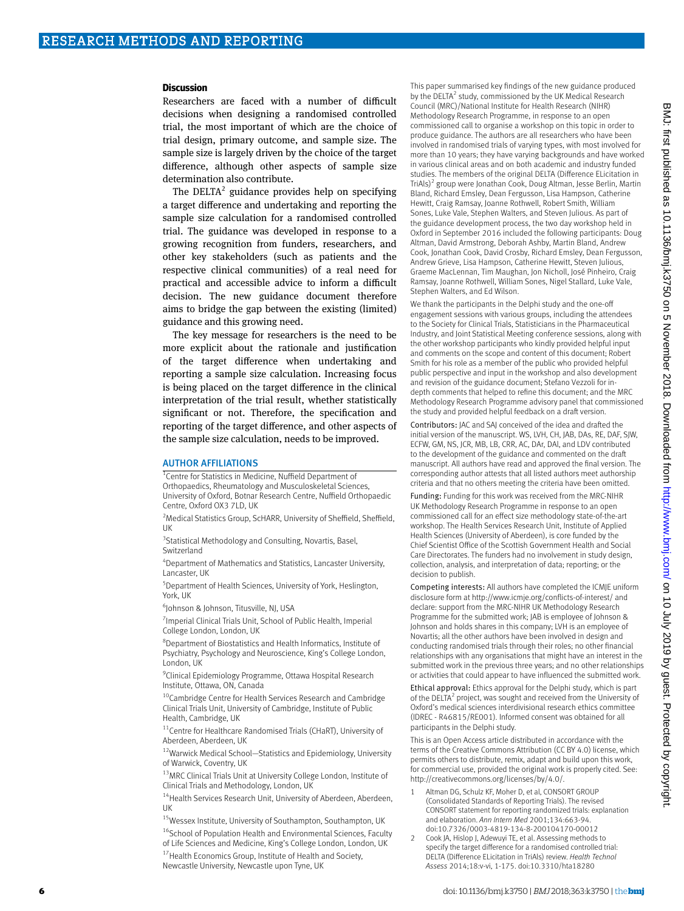## Discussion

Researchers are faced with a number of difficult decisions when designing a randomised controlled trial, the most important of which are the choice of trial design, primary outcome, and sample size. The sample size is largely driven by the choice of the target difference, although other aspects of sample size determination also contribute.

The DELTA[2] guidance provides help on specifying a target difference and undertaking and reporting the sample size calculation for a randomised controlled trial. The guidance was developed in response to a growing recognition from funders, researchers, and other key stakeholders (such as patients and the respective clinical communities) of a real need for practical and accessible advice to inform a difficult decision. The new guidance document therefore aims to bridge the gap between the existing (limited) guidance and this growing need.

The key message for researchers is the need to be more explicit about the rationale and justification of the target difference when undertaking and reporting a sample size calculation. Increasing focus is being placed on the target difference in the clinical interpretation of the trial result, whether statistically significant or not. Therefore, the specification and reporting of the target difference, and other aspects of the sample size calculation, needs to be improved.

## AUTHOR AFFILIATIONS

[1]Centre for Statistics in Medicine, Nuffield Department of Orthopaedics, Rheumatology and Musculoskeletal Sciences, University of Oxford, Botnar Research Centre, Nuffield Orthopaedic Centre, Oxford OX3 7LD, UK

[2]Medical Statistics Group, ScHARR, University of Sheffield, Sheffield, UK

[3]Statistical Methodology and Consulting, Novartis, Basel, Switzerland

[4]Department of Mathematics and Statistics, Lancaster University, Lancaster, UK

[5]Department of Health Sciences, University of York, Heslington, York, UK

[6]Johnson & Johnson, Titusville, NJ, USA

[7]Imperial Clinical Trials Unit, School of Public Health, Imperial College London, London, UK

[8]Department of Biostatistics and Health Informatics, Institute of Psychiatry, Psychology and Neuroscience, King's College London, London, UK

[9]Clinical Epidemiology Programme, Ottawa Hospital Research Institute, Ottawa, ON, Canada

[10]Cambridge Centre for Health Services Research and Cambridge Clinical Trials Unit, University of Cambridge, Institute of Public Health, Cambridge, UK

[11]Centre for Healthcare Randomised Trials (CHaRT), University of Aberdeen, Aberdeen, UK

[12]Warwick Medical School—Statistics and Epidemiology, University of Warwick, Coventry, UK

[13]MRC Clinical Trials Unit at University College London, Institute of Clinical Trials and Methodology, London, UK

[14]Health Services Research Unit, University of Aberdeen, Aberdeen, UK

[15]Wessex Institute, University of Southampton, Southampton, UK

[16]School of Population Health and Environmental Sciences, Faculty of Life Sciences and Medicine, King's College London, London, UK

[17]Health Economics Group, Institute of Health and Society, Newcastle University, Newcastle upon Tyne, UK

This paper summarised key findings of the new guidance produced by the DELTA[2] study, commissioned by the UK Medical Research Council (MRC)/National Institute for Health Research (NIHR) Methodology Research Programme, in response to an open commissioned call to organise a workshop on this topic in order to produce guidance. The authors are all researchers who have been involved in randomised trials of varying types, with most involved for more than 10 years; they have varying backgrounds and have worked in various clinical areas and on both academic and industry funded studies. The members of the original DELTA (Difference ELicitation in TriAls)[2] group were Jonathan Cook, Doug Altman, Jesse Berlin, Martin Bland, Richard Emsley, Dean Fergusson, Lisa Hampson, Catherine Hewitt, Craig Ramsay, Joanne Rothwell, Robert Smith, William Sones, Luke Vale, Stephen Walters, and Steven Julious. As part of the guidance development process, the two day workshop held in Oxford in September 2016 included the following participants: Doug Altman, David Armstrong, Deborah Ashby, Martin Bland, Andrew Cook, Jonathan Cook, David Crosby, Richard Emsley, Dean Fergusson, Andrew Grieve, Lisa Hampson, Catherine Hewitt, Steven Julious, Graeme MacLennan, Tim Maughan, Jon Nicholl, José Pinheiro, Craig Ramsay, Joanne Rothwell, William Sones, Nigel Stallard, Luke Vale, Stephen Walters, and Ed Wilson.

We thank the participants in the Delphi study and the one-off engagement sessions with various groups, including the attendees to the Society for Clinical Trials, Statisticians in the Pharmaceutical Industry, and Joint Statistical Meeting conference sessions, along with the other workshop participants who kindly provided helpful input and comments on the scope and content of this document; Robert Smith for his role as a member of the public who provided helpful public perspective and input in the workshop and also development and revision of the guidance document; Stefano Vezzoli for in-depth comments that helped to refine this document; and the MRC Methodology Research Programme advisory panel that commissioned the study and provided helpful feedback on a draft version.

**Contributors:** JAC and SAJ conceived of the idea and drafted the initial version of the manuscript. WS, LVH, CH, JAB, DAs, RE, DAF, SJW, ECFW, GM, NS, JCR, MB, LB, CRR, AC, DAr, DAl, and LDV contributed to the development of the guidance and commented on the draft manuscript. All authors have read and approved the final version. The corresponding author attests that all listed authors meet authorship criteria and that no others meeting the criteria have been omitted.

**Funding:** Funding for this work was received from the MRC-NIHR UK Methodology Research Programme in response to an open commissioned call for an effect size methodology state-of-the-art workshop. The Health Services Research Unit, Institute of Applied Health Sciences (University of Aberdeen), is core funded by the Chief Scientist Office of the Scottish Government Health and Social Care Directorates. The funders had no involvement in study design, collection, analysis, and interpretation of data; reporting; or the decision to publish.

**Competing interests:** All authors have completed the ICMJE uniform disclosure form at http://www.icmje.org/conflicts-of-interest/ and declare: support from the MRC-NIHR UK Methodology Research Programme for the submitted work; JAB is employee of Johnson & Johnson and holds shares in this company; LVH is an employee of Novartis; all the other authors have been involved in design and conducting randomised trials through their roles; no other financial relationships with any organisations that might have an interest in the submitted work in the previous three years; and no other relationships or activities that could appear to have influenced the submitted work.

**Ethical approval:** Ethics approval for the Delphi study, which is part of the DELTA[2] project, was sought and received from the University of Oxford's medical sciences interdivisional research ethics committee (IDREC - R46815/RE001). Informed consent was obtained for all participants in the Delphi study.

This is an Open Access article distributed in accordance with the terms of the Creative Commons Attribution (CC BY 4.0) license, which permits others to distribute, remix, adapt and build upon this work, for commercial use, provided the original work is properly cited. See: http://creativecommons.org/licenses/by/4.0/.

1. Altman DG, Schulz KF, Moher D, et al, CONSORT GROUP (Consolidated Standards of Reporting Trials). The revised CONSORT statement for reporting randomized trials: explanation and elaboration. *Ann Intern Med* 2001;134:663-94. doi:10.7326/0003-4819-134-8-200104170-00012
2. Cook JA, Hislop J, Adewuyi TE, et al. Assessing methods to specify the target difference for a randomised controlled trial: DELTA (Difference ELicitation in TriAls) review. *Health Technol Assess* 2014;18:v-vi, 1-175. doi:10.3310/hta18280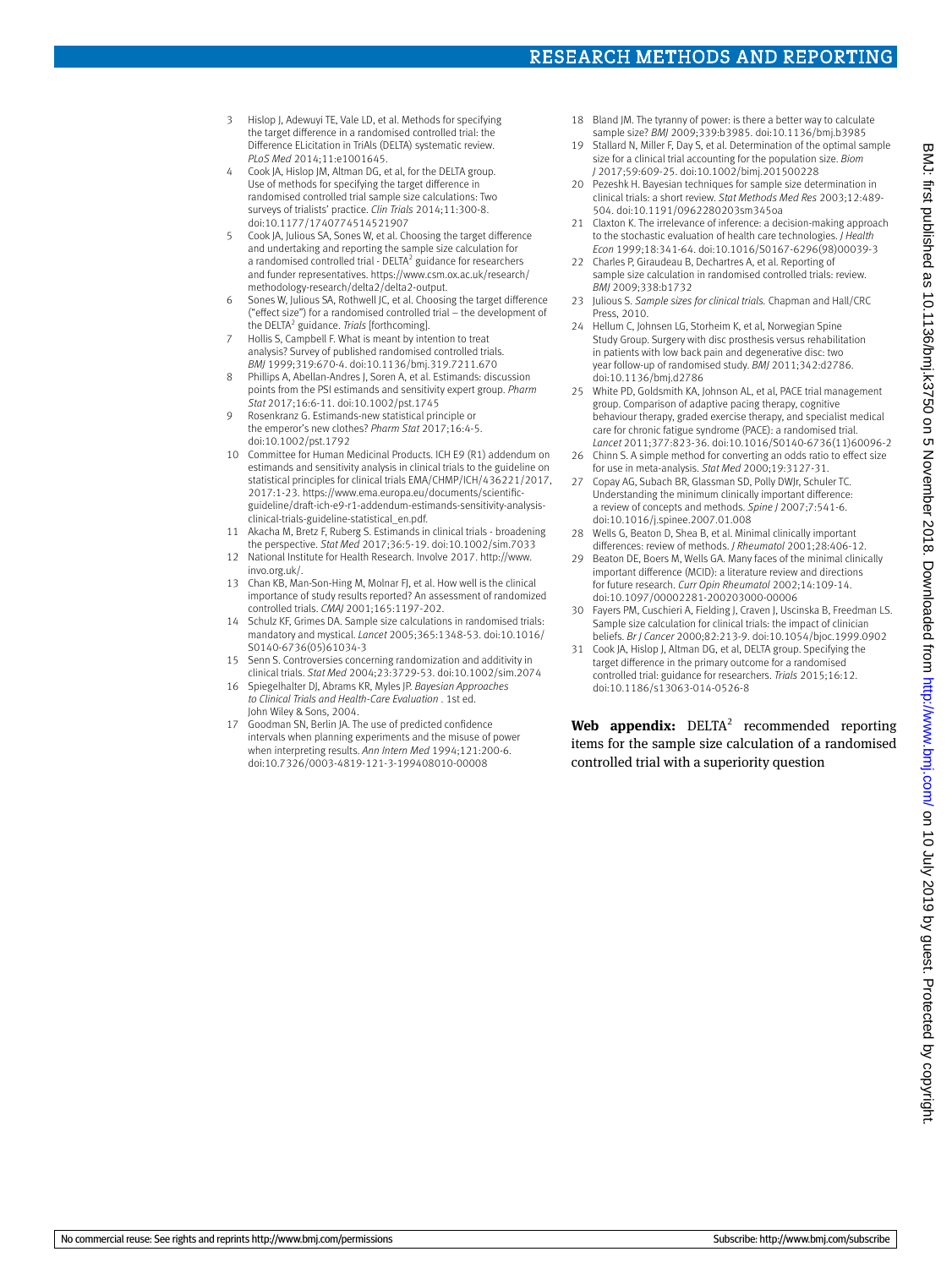3 Hislop J, Adewuyi TE, Vale LD, et al. Methods for specifying the target difference in a randomised controlled trial: the Difference ELicitation in TriAls (DELTA) systematic review. *PLoS Med* 2014;11:e1001645.

4 Cook JA, Hislop JM, Altman DG, et al, for the DELTA group. Use of methods for specifying the target difference in randomised controlled trial sample size calculations: Two surveys of trialists' practice. *Clin Trials* 2014;11:300-8. doi:10.1177/1740774514521907

5 Cook JA, Julious SA, Sones W, et al. Choosing the target difference and undertaking and reporting the sample size calculation for a randomised controlled trial - DELTA[2] guidance for researchers and funder representatives. https://www.csm.ox.ac.uk/research/methodology-research/delta2/delta2-output.

6 Sones W, Julious SA, Rothwell JC, et al. Choosing the target difference ("effect size") for a randomised controlled trial – the development of the DELTA[2] guidance. *Trials* [forthcoming].

7 Hollis S, Campbell F. What is meant by intention to treat analysis? Survey of published randomised controlled trials. *BMJ* 1999;319:670-4. doi:10.1136/bmj.319.7211.670

8 Phillips A, Abellan-Andres J, Soren A, et al. Estimands: discussion points from the PSI estimands and sensitivity expert group. *Pharm Stat* 2017;16:6-11. doi:10.1002/pst.1745

9 Rosenkranz G. Estimands-new statistical principle or the emperor's new clothes? *Pharm Stat* 2017;16:4-5. doi:10.1002/pst.1792

10 Committee for Human Medicinal Products. ICH E9 (R1) addendum on estimands and sensitivity analysis in clinical trials to the guideline on statistical principles for clinical trials EMA/CHMP/ICH/436221/2017, 2017:1-23. https://www.ema.europa.eu/documents/scientific-guideline/draft-ich-e9-r1-addendum-estimands-sensitivity-analysis-clinical-trials-guideline-statistical_en.pdf.

11 Akacha M, Bretz F, Ruberg S. Estimands in clinical trials - broadening the perspective. *Stat Med* 2017;36:5-19. doi:10.1002/sim.7033

12 National Institute for Health Research. Involve 2017. http://www.invo.org.uk/.

13 Chan KB, Man-Son-Hing M, Molnar FJ, et al. How well is the clinical importance of study results reported? An assessment of randomized controlled trials. *CMAJ* 2001;165:1197-202.

14 Schulz KF, Grimes DA. Sample size calculations in randomised trials: mandatory and mystical. *Lancet* 2005;365:1348-53. doi:10.1016/S0140-6736(05)61034-3

15 Senn S. Controversies concerning randomization and additivity in clinical trials. *Stat Med* 2004;23:3729-53. doi:10.1002/sim.2074

16 Spiegelhalter DJ, Abrams KR, Myles JP. *Bayesian Approaches to Clinical Trials and Health-Care Evaluation* . 1st ed. John Wiley & Sons, 2004.

17 Goodman SN, Berlin JA. The use of predicted confidence intervals when planning experiments and the misuse of power when interpreting results. *Ann Intern Med* 1994;121:200-6. doi:10.7326/0003-4819-121-3-199408010-00008

18 Bland JM. The tyranny of power: is there a better way to calculate sample size? *BMJ* 2009;339:b3985. doi:10.1136/bmj.b3985

19 Stallard N, Miller F, Day S, et al. Determination of the optimal sample size for a clinical trial accounting for the population size. *Biom J* 2017;59:609-25. doi:10.1002/bimj.201500228

20 Pezeshk H. Bayesian techniques for sample size determination in clinical trials: a short review. *Stat Methods Med Res* 2003;12:489-504. doi:10.1191/0962280203sm345oa

21 Claxton K. The irrelevance of inference: a decision-making approach to the stochastic evaluation of health care technologies. *J Health Econ* 1999;18:341-64. doi:10.1016/S0167-6296(98)00039-3

22 Charles P, Giraudeau B, Dechartres A, et al. Reporting of sample size calculation in randomised controlled trials: review. *BMJ* 2009;338:b1732

23 Julious S. *Sample sizes for clinical trials.* Chapman and Hall/CRC Press, 2010.

24 Hellum C, Johnsen LG, Storheim K, et al, Norwegian Spine Study Group. Surgery with disc prosthesis versus rehabilitation in patients with low back pain and degenerative disc: two year follow-up of randomised study. *BMJ* 2011;342:d2786. doi:10.1136/bmj.d2786

25 White PD, Goldsmith KA, Johnson AL, et al, PACE trial management group. Comparison of adaptive pacing therapy, cognitive behaviour therapy, graded exercise therapy, and specialist medical care for chronic fatigue syndrome (PACE): a randomised trial. *Lancet* 2011;377:823-36. doi:10.1016/S0140-6736(11)60096-2

26 Chinn S. A simple method for converting an odds ratio to effect size for use in meta-analysis. *Stat Med* 2000;19:3127-31.

27 Copay AG, Subach BR, Glassman SD, Polly DWJr, Schuler TC. Understanding the minimum clinically important difference: a review of concepts and methods. *Spine J* 2007;7:541-6. doi:10.1016/j.spinee.2007.01.008

28 Wells G, Beaton D, Shea B, et al. Minimal clinically important differences: review of methods. *J Rheumatol* 2001;28:406-12.

29 Beaton DE, Boers M, Wells GA. Many faces of the minimal clinically important difference (MCID): a literature review and directions for future research. *Curr Opin Rheumatol* 2002;14:109-14. doi:10.1097/00002281-200203000-00006

30 Fayers PM, Cuschieri A, Fielding J, Craven J, Uscinska B, Freedman LS. Sample size calculation for clinical trials: the impact of clinician beliefs. *Br J Cancer* 2000;82:213-9. doi:10.1054/bjoc.1999.0902

31 Cook JA, Hislop J, Altman DG, et al, DELTA group. Specifying the target difference in the primary outcome for a randomised controlled trial: guidance for researchers. *Trials* 2015;16:12. doi:10.1186/s13063-014-0526-8

**Web appendix:** DELTA[2] recommended reporting items for the sample size calculation of a randomised controlled trial with a superiority question